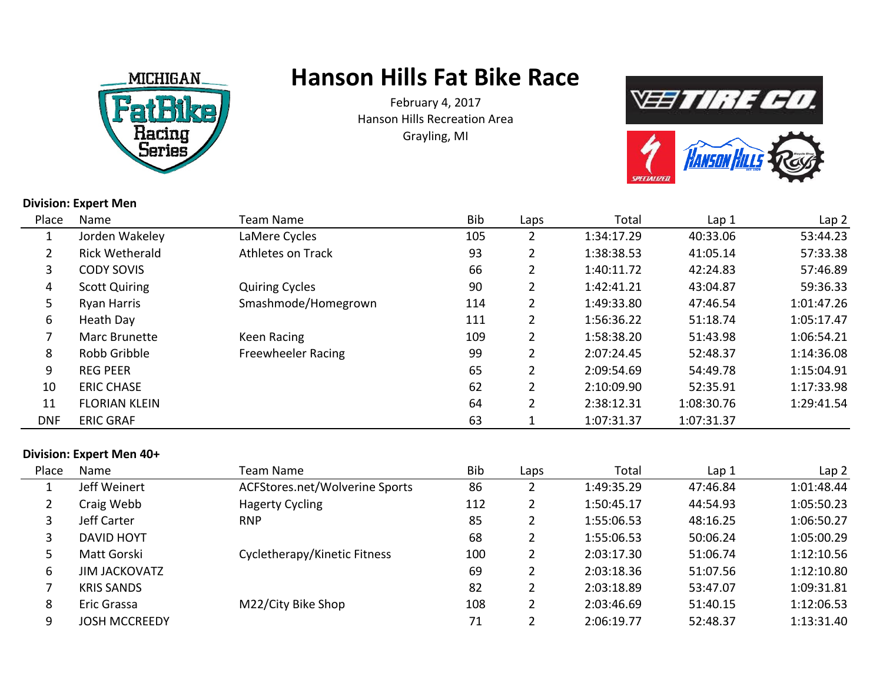# Hanson Hills Fat Bike Race

February 4, 2017
Hanson Hills Recreation Area
Grayling, MI

**Division: Expert Men**

| Place | Name | Team Name | Bib | Laps | Total | Lap 1 | Lap 2 |
|---|---|---|---|---|---|---|---|
| 1 | Jorden Wakeley | LaMere Cycles | 105 | 2 | 1:34:17.29 | 40:33.06 | 53:44.23 |
| 2 | Rick Wetherald | Athletes on Track | 93 | 2 | 1:38:38.53 | 41:05.14 | 57:33.38 |
| 3 | CODY SOVIS | | 66 | 2 | 1:40:11.72 | 42:24.83 | 57:46.89 |
| 4 | Scott Quiring | Quiring Cycles | 90 | 2 | 1:42:41.21 | 43:04.87 | 59:36.33 |
| 5 | Ryan Harris | Smashmode/Homegrown | 114 | 2 | 1:49:33.80 | 47:46.54 | 1:01:47.26 |
| 6 | Heath Day | | 111 | 2 | 1:56:36.22 | 51:18.74 | 1:05:17.47 |
| 7 | Marc Brunette | Keen Racing | 109 | 2 | 1:58:38.20 | 51:43.98 | 1:06:54.21 |
| 8 | Robb Gribble | Freewheeler Racing | 99 | 2 | 2:07:24.45 | 52:48.37 | 1:14:36.08 |
| 9 | REG PEER | | 65 | 2 | 2:09:54.69 | 54:49.78 | 1:15:04.91 |
| 10 | ERIC CHASE | | 62 | 2 | 2:10:09.90 | 52:35.91 | 1:17:33.98 |
| 11 | FLORIAN KLEIN | | 64 | 2 | 2:38:12.31 | 1:08:30.76 | 1:29:41.54 |
| DNF | ERIC GRAF | | 63 | 1 | 1:07:31.37 | 1:07:31.37 | |

**Division: Expert Men 40+**

| Place | Name | Team Name | Bib | Laps | Total | Lap 1 | Lap 2 |
|---|---|---|---|---|---|---|---|
| 1 | Jeff Weinert | ACFStores.net/Wolverine Sports | 86 | 2 | 1:49:35.29 | 47:46.84 | 1:01:48.44 |
| 2 | Craig Webb | Hagerty Cycling | 112 | 2 | 1:50:45.17 | 44:54.93 | 1:05:50.23 |
| 3 | Jeff Carter | RNP | 85 | 2 | 1:55:06.53 | 48:16.25 | 1:06:50.27 |
| 3 | DAVID HOYT | | 68 | 2 | 1:55:06.53 | 50:06.24 | 1:05:00.29 |
| 5 | Matt Gorski | Cycletherapy/Kinetic Fitness | 100 | 2 | 2:03:17.30 | 51:06.74 | 1:12:10.56 |
| 6 | JIM JACKOVATZ | | 69 | 2 | 2:03:18.36 | 51:07.56 | 1:12:10.80 |
| 7 | KRIS SANDS | | 82 | 2 | 2:03:18.89 | 53:47.07 | 1:09:31.81 |
| 8 | Eric Grassa | M22/City Bike Shop | 108 | 2 | 2:03:46.69 | 51:40.15 | 1:12:06.53 |
| 9 | JOSH MCCREEDY | | 71 | 2 | 2:06:19.77 | 52:48.37 | 1:13:31.40 |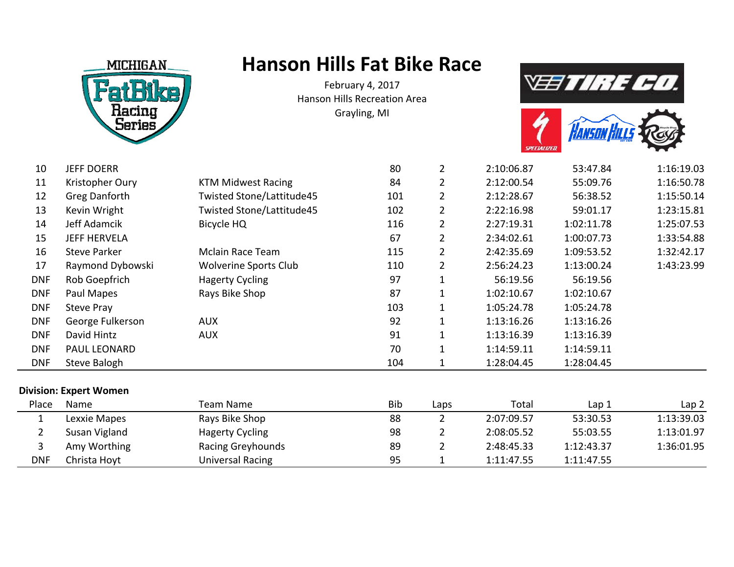# Hanson Hills Fat Bike Race

February 4, 2017
Hanson Hills Recreation Area
Grayling, MI

| Place | Name | Team Name | Bib | Laps | Total | Lap 1 | Lap 2 |
|---|---|---|---|---|---|---|---|
| 10 | JEFF DOERR | | 80 | 2 | 2:10:06.87 | 53:47.84 | 1:16:19.03 |
| 11 | Kristopher Oury | KTM Midwest Racing | 84 | 2 | 2:12:00.54 | 55:09.76 | 1:16:50.78 |
| 12 | Greg Danforth | Twisted Stone/Lattitude45 | 101 | 2 | 2:12:28.67 | 56:38.52 | 1:15:50.14 |
| 13 | Kevin Wright | Twisted Stone/Lattitude45 | 102 | 2 | 2:22:16.98 | 59:01.17 | 1:23:15.81 |
| 14 | Jeff Adamcik | Bicycle HQ | 116 | 2 | 2:27:19.31 | 1:02:11.78 | 1:25:07.53 |
| 15 | JEFF HERVELA | | 67 | 2 | 2:34:02.61 | 1:00:07.73 | 1:33:54.88 |
| 16 | Steve Parker | Mclain Race Team | 115 | 2 | 2:42:35.69 | 1:09:53.52 | 1:32:42.17 |
| 17 | Raymond Dybowski | Wolverine Sports Club | 110 | 2 | 2:56:24.23 | 1:13:00.24 | 1:43:23.99 |
| DNF | Rob Goepfrich | Hagerty Cycling | 97 | 1 | 56:19.56 | 56:19.56 | |
| DNF | Paul Mapes | Rays Bike Shop | 87 | 1 | 1:02:10.67 | 1:02:10.67 | |
| DNF | Steve Pray | | 103 | 1 | 1:05:24.78 | 1:05:24.78 | |
| DNF | George Fulkerson | AUX | 92 | 1 | 1:13:16.26 | 1:13:16.26 | |
| DNF | David Hintz | AUX | 91 | 1 | 1:13:16.39 | 1:13:16.39 | |
| DNF | PAUL LEONARD | | 70 | 1 | 1:14:59.11 | 1:14:59.11 | |
| DNF | Steve Balogh | | 104 | 1 | 1:28:04.45 | 1:28:04.45 | |

**Division: Expert Women**

| Place | Name | Team Name | Bib | Laps | Total | Lap 1 | Lap 2 |
|---|---|---|---|---|---|---|---|
| 1 | Lexxie Mapes | Rays Bike Shop | 88 | 2 | 2:07:09.57 | 53:30.53 | 1:13:39.03 |
| 2 | Susan Vigland | Hagerty Cycling | 98 | 2 | 2:08:05.52 | 55:03.55 | 1:13:01.97 |
| 3 | Amy Worthing | Racing Greyhounds | 89 | 2 | 2:48:45.33 | 1:12:43.37 | 1:36:01.95 |
| DNF | Christa Hoyt | Universal Racing | 95 | 1 | 1:11:47.55 | 1:11:47.55 | |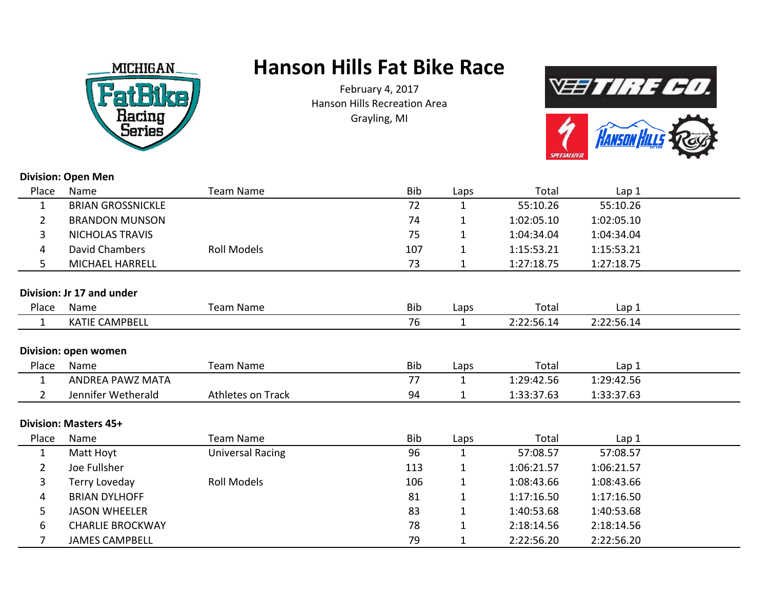# Hanson Hills Fat Bike Race

February 4, 2017
Hanson Hills Recreation Area
Grayling, MI

**Division: Open Men**

| Place | Name | Team Name | Bib | Laps | Total | Lap 1 |
|---|---|---|---|---|---|---|
| 1 | BRIAN GROSSNICKLE | | 72 | 1 | 55:10.26 | 55:10.26 |
| 2 | BRANDON MUNSON | | 74 | 1 | 1:02:05.10 | 1:02:05.10 |
| 3 | NICHOLAS TRAVIS | | 75 | 1 | 1:04:34.04 | 1:04:34.04 |
| 4 | David Chambers | Roll Models | 107 | 1 | 1:15:53.21 | 1:15:53.21 |
| 5 | MICHAEL HARRELL | | 73 | 1 | 1:27:18.75 | 1:27:18.75 |

**Division: Jr 17 and under**

| Place | Name | Team Name | Bib | Laps | Total | Lap 1 |
|---|---|---|---|---|---|---|
| 1 | KATIE CAMPBELL | | 76 | 1 | 2:22:56.14 | 2:22:56.14 |

**Division: open women**

| Place | Name | Team Name | Bib | Laps | Total | Lap 1 |
|---|---|---|---|---|---|---|
| 1 | ANDREA PAWZ MATA | | 77 | 1 | 1:29:42.56 | 1:29:42.56 |
| 2 | Jennifer Wetherald | Athletes on Track | 94 | 1 | 1:33:37.63 | 1:33:37.63 |

**Division: Masters 45+**

| Place | Name | Team Name | Bib | Laps | Total | Lap 1 |
|---|---|---|---|---|---|---|
| 1 | Matt Hoyt | Universal Racing | 96 | 1 | 57:08.57 | 57:08.57 |
| 2 | Joe Fullsher | | 113 | 1 | 1:06:21.57 | 1:06:21.57 |
| 3 | Terry Loveday | Roll Models | 106 | 1 | 1:08:43.66 | 1:08:43.66 |
| 4 | BRIAN DYLHOFF | | 81 | 1 | 1:17:16.50 | 1:17:16.50 |
| 5 | JASON WHEELER | | 83 | 1 | 1:40:53.68 | 1:40:53.68 |
| 6 | CHARLIE BROCKWAY | | 78 | 1 | 2:18:14.56 | 2:18:14.56 |
| 7 | JAMES CAMPBELL | | 79 | 1 | 2:22:56.20 | 2:22:56.20 |